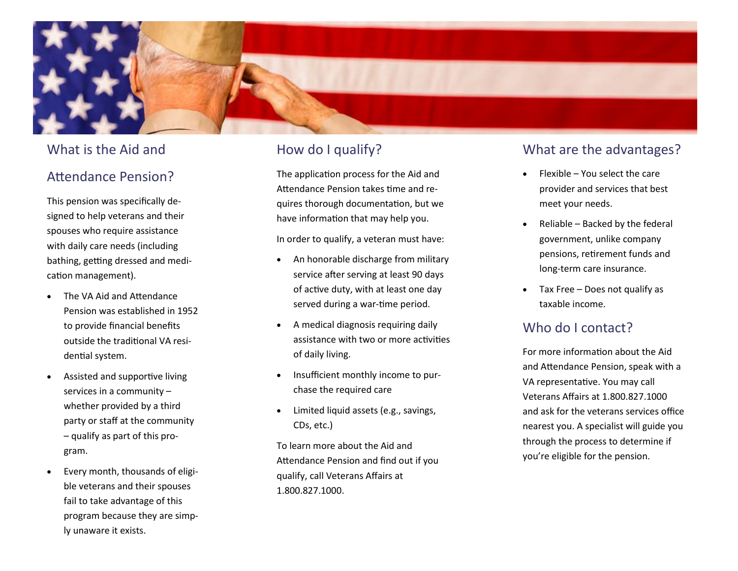## What is the Aid and Attendance Pension?

This pension was specifically designed to help veterans and their spouses who require assistance with daily care needs (including bathing, getting dressed and medication management).

- The VA Aid and Attendance Pension was established in 1952 to provide financial benefits outside the traditional VA residential system.
- Assisted and supportive living services in a community – whether provided by a third party or staff at the community – qualify as part of this program.
- Every month, thousands of eligible veterans and their spouses fail to take advantage of this program because they are simply unaware it exists.

## How do I qualify?

The application process for the Aid and Attendance Pension takes time and requires thorough documentation, but we have information that may help you.

In order to qualify, a veteran must have:

- An honorable discharge from military service after serving at least 90 days of active duty, with at least one day served during a war-time period.
- A medical diagnosis requiring daily assistance with two or more activities of daily living.
- Insufficient monthly income to purchase the required care
- Limited liquid assets (e.g., savings, CDs, etc.)

To learn more about the Aid and Attendance Pension and find out if you qualify, call Veterans Affairs at 1.800.827.1000.

## What are the advantages?

- Flexible – You select the care provider and services that best meet your needs.
- Reliable – Backed by the federal government, unlike company pensions, retirement funds and long-term care insurance.
- Tax Free – Does not qualify as taxable income.

## Who do I contact?

For more information about the Aid and Attendance Pension, speak with a VA representative. You may call Veterans Affairs at 1.800.827.1000 and ask for the veterans services office nearest you. A specialist will guide you through the process to determine if you're eligible for the pension.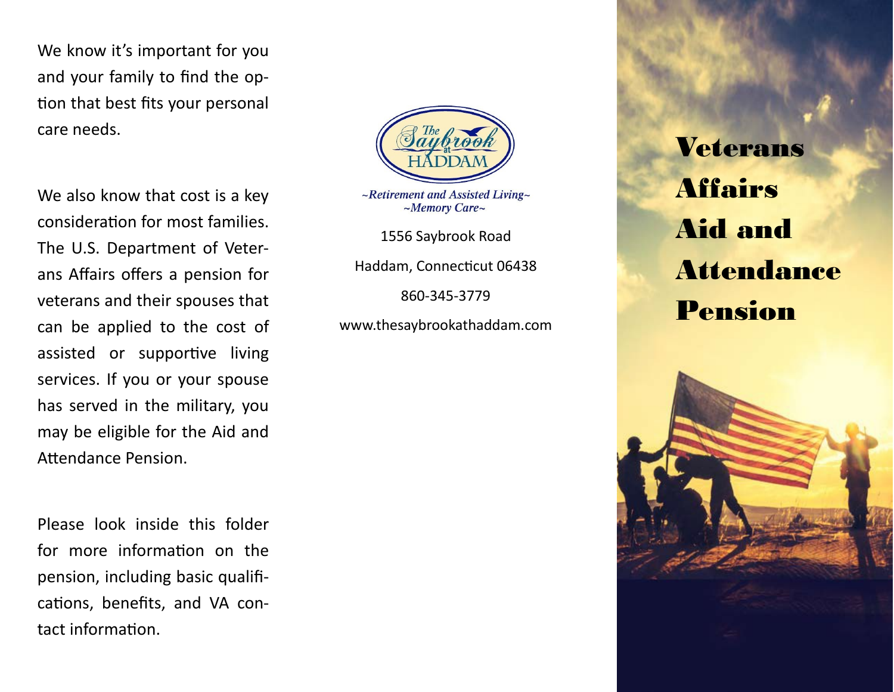We know it's important for you and your family to find the option that best fits your personal care needs.

We also know that cost is a key consideration for most families. The U.S. Department of Veterans Affairs offers a pension for veterans and their spouses that can be applied to the cost of assisted or supportive living services. If you or your spouse has served in the military, you may be eligible for the Aid and Attendance Pension.

Please look inside this folder for more information on the pension, including basic qualifications, benefits, and VA contact information.

The Saybrook at HADDAM

*~Retirement and Assisted Living~*
*~Memory Care~*

1556 Saybrook Road

Haddam, Connecticut 06438

860-345-3779

www.thesaybrookathaddam.com

# Veterans Affairs Aid and Attendance Pension